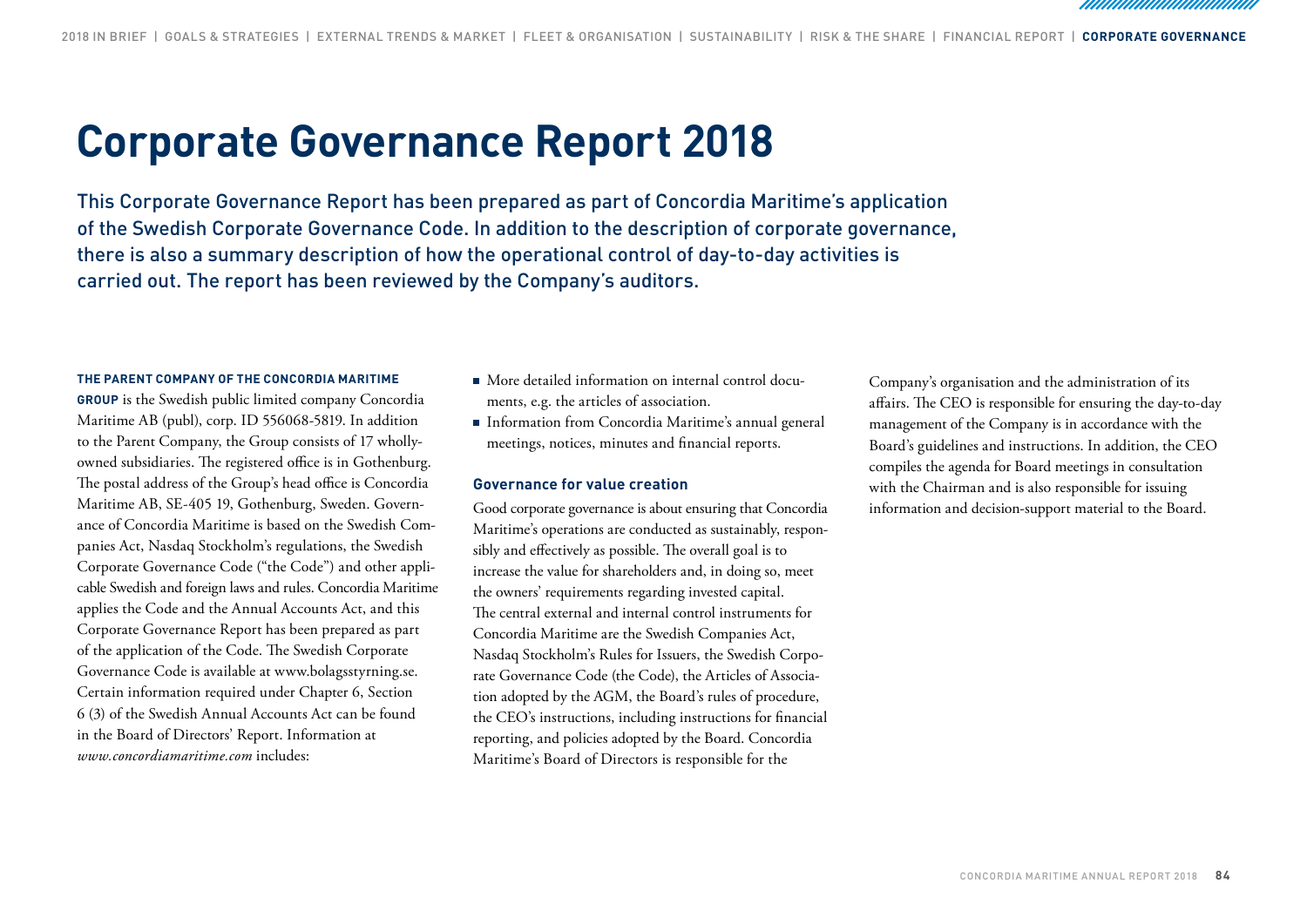# Corporate Governance Report 2018

This Corporate Governance Report has been prepared as part of Concordia Maritime's application of the Swedish Corporate Governance Code. In addition to the description of corporate governance, there is also a summary description of how the operational control of day-to-day activities is carried out. The report has been reviewed by the Company's auditors.

**THE PARENT COMPANY OF THE CONCORDIA MARITIME GROUP** is the Swedish public limited company Concordia Maritime AB (publ), corp. ID 556068-5819. In addition to the Parent Company, the Group consists of 17 wholly-owned subsidiaries. The registered office is in Gothenburg. The postal address of the Group's head office is Concordia Maritime AB, SE-405 19, Gothenburg, Sweden. Governance of Concordia Maritime is based on the Swedish Companies Act, Nasdaq Stockholm's regulations, the Swedish Corporate Governance Code ("the Code") and other applicable Swedish and foreign laws and rules. Concordia Maritime applies the Code and the Annual Accounts Act, and this Corporate Governance Report has been prepared as part of the application of the Code. The Swedish Corporate Governance Code is available at www.bolagsstyrning.se. Certain information required under Chapter 6, Section 6 (3) of the Swedish Annual Accounts Act can be found in the Board of Directors' Report. Information at *www.concordiamaritime.com* includes:

- More detailed information on internal control documents, e.g. the articles of association.
- Information from Concordia Maritime's annual general meetings, notices, minutes and financial reports.

### Governance for value creation

Good corporate governance is about ensuring that Concordia Maritime's operations are conducted as sustainably, responsibly and effectively as possible. The overall goal is to increase the value for shareholders and, in doing so, meet the owners' requirements regarding invested capital. The central external and internal control instruments for Concordia Maritime are the Swedish Companies Act, Nasdaq Stockholm's Rules for Issuers, the Swedish Corporate Governance Code (the Code), the Articles of Association adopted by the AGM, the Board's rules of procedure, the CEO's instructions, including instructions for financial reporting, and policies adopted by the Board. Concordia Maritime's Board of Directors is responsible for the Company's organisation and the administration of its affairs. The CEO is responsible for ensuring the day-to-day management of the Company is in accordance with the Board's guidelines and instructions. In addition, the CEO compiles the agenda for Board meetings in consultation with the Chairman and is also responsible for issuing information and decision-support material to the Board.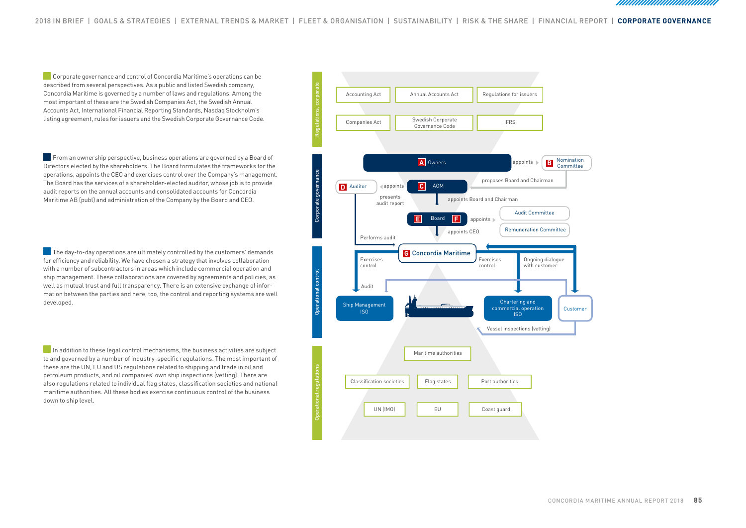Corporate governance and control of Concordia Maritime's operations can be described from several perspectives. As a public and listed Swedish company, Concordia Maritime is governed by a number of laws and regulations. Among the most important of these are the Swedish Companies Act, the Swedish Annual Accounts Act, International Financial Reporting Standards, Nasdaq Stockholm's listing agreement, rules for issuers and the Swedish Corporate Governance Code.

From an ownership perspective, business operations are governed by a Board of Directors elected by the shareholders. The Board formulates the frameworks for the operations, appoints the CEO and exercises control over the Company's management. The Board has the services of a shareholder-elected auditor, whose job is to provide audit reports on the annual accounts and consolidated accounts for Concordia Maritime AB (publ) and administration of the Company by the Board and CEO.

The day-to-day operations are ultimately controlled by the customers' demands for efficiency and reliability. We have chosen a strategy that involves collaboration with a number of subcontractors in areas which include commercial operation and ship management. These collaborations are covered by agreements and policies, as well as mutual trust and full transparency. There is an extensive exchange of information between the parties and here, too, the control and reporting systems are well developed.

In addition to these legal control mechanisms, the business activities are subject to and governed by a number of industry-specific regulations. The most important of these are the UN, EU and US regulations related to shipping and trade in oil and petroleum products, and oil companies' own ship inspections (vetting). There are also regulations related to individual flag states, classification societies and national maritime authorities. All these bodies exercise continuous control of the business down to ship level.

Regulations, corporate

Accounting Act
Annual Accounts Act
Regulations for issuers
Companies Act
Swedish Corporate Governance Code
IFRS

Corporate governance

A Owners
appoints
B Nomination Committee
proposes Board and Chairman
D Auditor
appoints
C AGM
presents audit report
appoints Board and Chairman
E Board F
appoints
Audit Committee
Remuneration Committee
appoints CEO
Performs audit

Operational control

G Concordia Maritime
Exercises control
Exercises control
Ongoing dialogue with customer
Audit
Ship Management ISO
Chartering and commercial operation ISO
Customer
Vessel inspections (vetting)

Operational regulations

Maritime authorities
Classification societies
Flag states
Port authorities
UN (IMO)
EU
Coast guard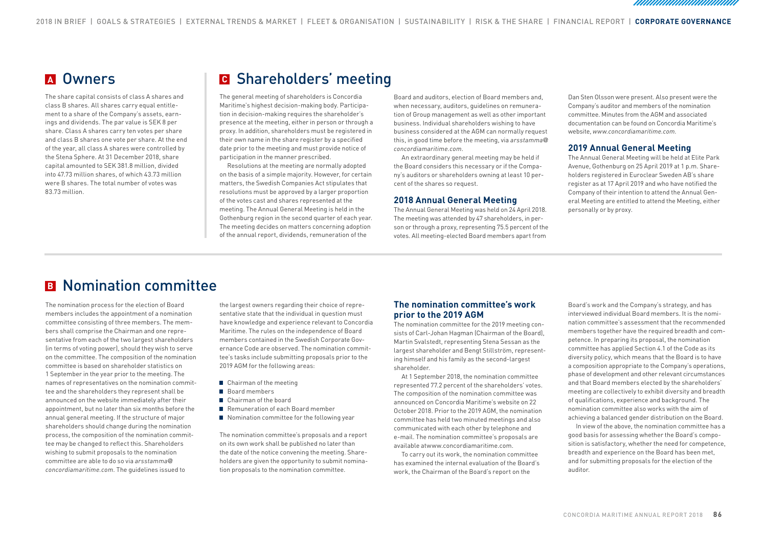## A Owners

The share capital consists of class A shares and class B shares. All shares carry equal entitlement to a share of the Company's assets, earnings and dividends. The par value is SEK 8 per share. Class A shares carry ten votes per share and class B shares one vote per share. At the end of the year, all class A shares were controlled by the Stena Sphere. At 31 December 2018, share capital amounted to SEK 381.8 million, divided into 47.73 million shares, of which 43.73 million were B shares. The total number of votes was 83.73 million.

## C Shareholders' meeting

The general meeting of shareholders is Concordia Maritime's highest decision-making body. Participation in decision-making requires the shareholder's presence at the meeting, either in person or through a proxy. In addition, shareholders must be registered in their own name in the share register by a specified date prior to the meeting and must provide notice of participation in the manner prescribed.

Resolutions at the meeting are normally adopted on the basis of a simple majority. However, for certain matters, the Swedish Companies Act stipulates that resolutions must be approved by a larger proportion of the votes cast and shares represented at the meeting. The Annual General Meeting is held in the Gothenburg region in the second quarter of each year. The meeting decides on matters concerning adoption of the annual report, dividends, remuneration of the Board and auditors, election of Board members and, when necessary, auditors, guidelines on remuneration of Group management as well as other important business. Individual shareholders wishing to have business considered at the AGM can normally request this, in good time before the meeting, via *arsstamma@concordiamaritime.com*.

An extraordinary general meeting may be held if the Board considers this necessary or if the Company's auditors or shareholders owning at least 10 percent of the shares so request.

### 2018 Annual General Meeting

The Annual General Meeting was held on 24 April 2018. The meeting was attended by 47 shareholders, in person or through a proxy, representing 75.5 percent of the votes. All meeting-elected Board members apart from Dan Sten Olsson were present. Also present were the Company's auditor and members of the nomination committee. Minutes from the AGM and associated documentation can be found on Concordia Maritime's website, *www.concordiamaritime.com*.

### 2019 Annual General Meeting

The Annual General Meeting will be held at Elite Park Avenue, Gothenburg on 25 April 2019 at 1 p.m. Shareholders registered in Euroclear Sweden AB's share register as at 17 April 2019 and who have notified the Company of their intention to attend the Annual General Meeting are entitled to attend the Meeting, either personally or by proxy.

## B Nomination committee

The nomination process for the election of Board members includes the appointment of a nomination committee consisting of three members. The members shall comprise the Chairman and one representative from each of the two largest shareholders (in terms of voting power), should they wish to serve on the committee. The composition of the nomination committee is based on shareholder statistics on 1 September in the year prior to the meeting. The names of representatives on the nomination committee and the shareholders they represent shall be announced on the website immediately after their appointment, but no later than six months before the annual general meeting. If the structure of major shareholders should change during the nomination process, the composition of the nomination committee may be changed to reflect this. Shareholders wishing to submit proposals to the nomination committee are able to do so via *arsstamma@concordiamaritime.com*. The guidelines issued to the largest owners regarding their choice of representative state that the individual in question must have knowledge and experience relevant to Concordia Maritime. The rules on the independence of Board members contained in the Swedish Corporate Governance Code are observed. The nomination committee's tasks include submitting proposals prior to the 2019 AGM for the following areas:

- Chairman of the meeting
- Board members
- Chairman of the board
- Remuneration of each Board member
- Nomination committee for the following year

The nomination committee's proposals and a report on its own work shall be published no later than the date of the notice convening the meeting. Shareholders are given the opportunity to submit nomination proposals to the nomination committee.

### The nomination committee's work prior to the 2019 AGM

The nomination committee for the 2019 meeting consists of Carl-Johan Hagman (Chairman of the Board), Martin Svalstedt, representing Stena Sessan as the largest shareholder and Bengt Stillström, representing himself and his family as the second-largest shareholder.

At 1 September 2018, the nomination committee represented 77.2 percent of the shareholders' votes. The composition of the nomination committee was announced on Concordia Maritime's website on 22 October 2018. Prior to the 2019 AGM, the nomination committee has held two minuted meetings and also communicated with each other by telephone and e-mail. The nomination committee's proposals are available atwww.concordiamaritime.com.

To carry out its work, the nomination committee has examined the internal evaluation of the Board's work, the Chairman of the Board's report on the Board's work and the Company's strategy, and has interviewed individual Board members. It is the nomination committee's assessment that the recommended members together have the required breadth and competence. In preparing its proposal, the nomination committee has applied Section 4.1 of the Code as its diversity policy, which means that the Board is to have a composition appropriate to the Company's operations, phase of development and other relevant circumstances and that Board members elected by the shareholders' meeting are collectively to exhibit diversity and breadth of qualifications, experience and background. The nomination committee also works with the aim of achieving a balanced gender distribution on the Board.

In view of the above, the nomination committee has a good basis for assessing whether the Board's composition is satisfactory, whether the need for competence, breadth and experience on the Board has been met, and for submitting proposals for the election of the auditor.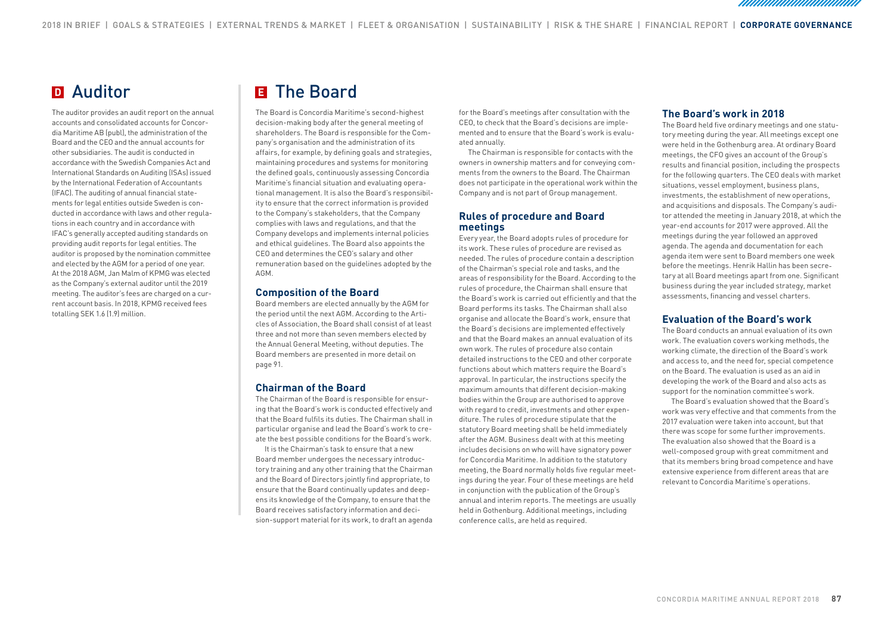# D Auditor

The auditor provides an audit report on the annual accounts and consolidated accounts for Concordia Maritime AB (publ), the administration of the Board and the CEO and the annual accounts for other subsidiaries. The audit is conducted in accordance with the Swedish Companies Act and International Standards on Auditing (ISAs) issued by the International Federation of Accountants (IFAC). The auditing of annual financial statements for legal entities outside Sweden is conducted in accordance with laws and other regulations in each country and in accordance with IFAC's generally accepted auditing standards on providing audit reports for legal entities. The auditor is proposed by the nomination committee and elected by the AGM for a period of one year. At the 2018 AGM, Jan Malm of KPMG was elected as the Company's external auditor until the 2019 meeting. The auditor's fees are charged on a current account basis. In 2018, KPMG received fees totalling SEK 1.6 (1.9) million.

# E The Board

The Board is Concordia Maritime's second-highest decision-making body after the general meeting of shareholders. The Board is responsible for the Company's organisation and the administration of its affairs, for example, by defining goals and strategies, maintaining procedures and systems for monitoring the defined goals, continuously assessing Concordia Maritime's financial situation and evaluating operational management. It is also the Board's responsibility to ensure that the correct information is provided to the Company's stakeholders, that the Company complies with laws and regulations, and that the Company develops and implements internal policies and ethical guidelines. The Board also appoints the CEO and determines the CEO's salary and other remuneration based on the guidelines adopted by the AGM.

### Composition of the Board

Board members are elected annually by the AGM for the period until the next AGM. According to the Articles of Association, the Board shall consist of at least three and not more than seven members elected by the Annual General Meeting, without deputies. The Board members are presented in more detail on page 91.

### Chairman of the Board

The Chairman of the Board is responsible for ensuring that the Board's work is conducted effectively and that the Board fulfils its duties. The Chairman shall in particular organise and lead the Board's work to create the best possible conditions for the Board's work.

It is the Chairman's task to ensure that a new Board member undergoes the necessary introductory training and any other training that the Chairman and the Board of Directors jointly find appropriate, to ensure that the Board continually updates and deepens its knowledge of the Company, to ensure that the Board receives satisfactory information and decision-support material for its work, to draft an agenda for the Board's meetings after consultation with the CEO, to check that the Board's decisions are implemented and to ensure that the Board's work is evaluated annually.

The Chairman is responsible for contacts with the owners in ownership matters and for conveying comments from the owners to the Board. The Chairman does not participate in the operational work within the Company and is not part of Group management.

### Rules of procedure and Board meetings

Every year, the Board adopts rules of procedure for its work. These rules of procedure are revised as needed. The rules of procedure contain a description of the Chairman's special role and tasks, and the areas of responsibility for the Board. According to the rules of procedure, the Chairman shall ensure that the Board's work is carried out efficiently and that the Board performs its tasks. The Chairman shall also organise and allocate the Board's work, ensure that the Board's decisions are implemented effectively and that the Board makes an annual evaluation of its own work. The rules of procedure also contain detailed instructions to the CEO and other corporate functions about which matters require the Board's approval. In particular, the instructions specify the maximum amounts that different decision-making bodies within the Group are authorised to approve with regard to credit, investments and other expenditure. The rules of procedure stipulate that the statutory Board meeting shall be held immediately after the AGM. Business dealt with at this meeting includes decisions on who will have signatory power for Concordia Maritime. In addition to the statutory meeting, the Board normally holds five regular meetings during the year. Four of these meetings are held in conjunction with the publication of the Group's annual and interim reports. The meetings are usually held in Gothenburg. Additional meetings, including conference calls, are held as required.

### The Board's work in 2018

The Board held five ordinary meetings and one statutory meeting during the year. All meetings except one were held in the Gothenburg area. At ordinary Board meetings, the CFO gives an account of the Group's results and financial position, including the prospects for the following quarters. The CEO deals with market situations, vessel employment, business plans, investments, the establishment of new operations, and acquisitions and disposals. The Company's auditor attended the meeting in January 2018, at which the year-end accounts for 2017 were approved. All the meetings during the year followed an approved agenda. The agenda and documentation for each agenda item were sent to Board members one week before the meetings. Henrik Hallin has been secretary at all Board meetings apart from one. Significant business during the year included strategy, market assessments, financing and vessel charters.

### Evaluation of the Board's work

The Board conducts an annual evaluation of its own work. The evaluation covers working methods, the working climate, the direction of the Board's work and access to, and the need for, special competence on the Board. The evaluation is used as an aid in developing the work of the Board and also acts as support for the nomination committee's work.

The Board's evaluation showed that the Board's work was very effective and that comments from the 2017 evaluation were taken into account, but that there was scope for some further improvements. The evaluation also showed that the Board is a well-composed group with great commitment and that its members bring broad competence and have extensive experience from different areas that are relevant to Concordia Maritime's operations.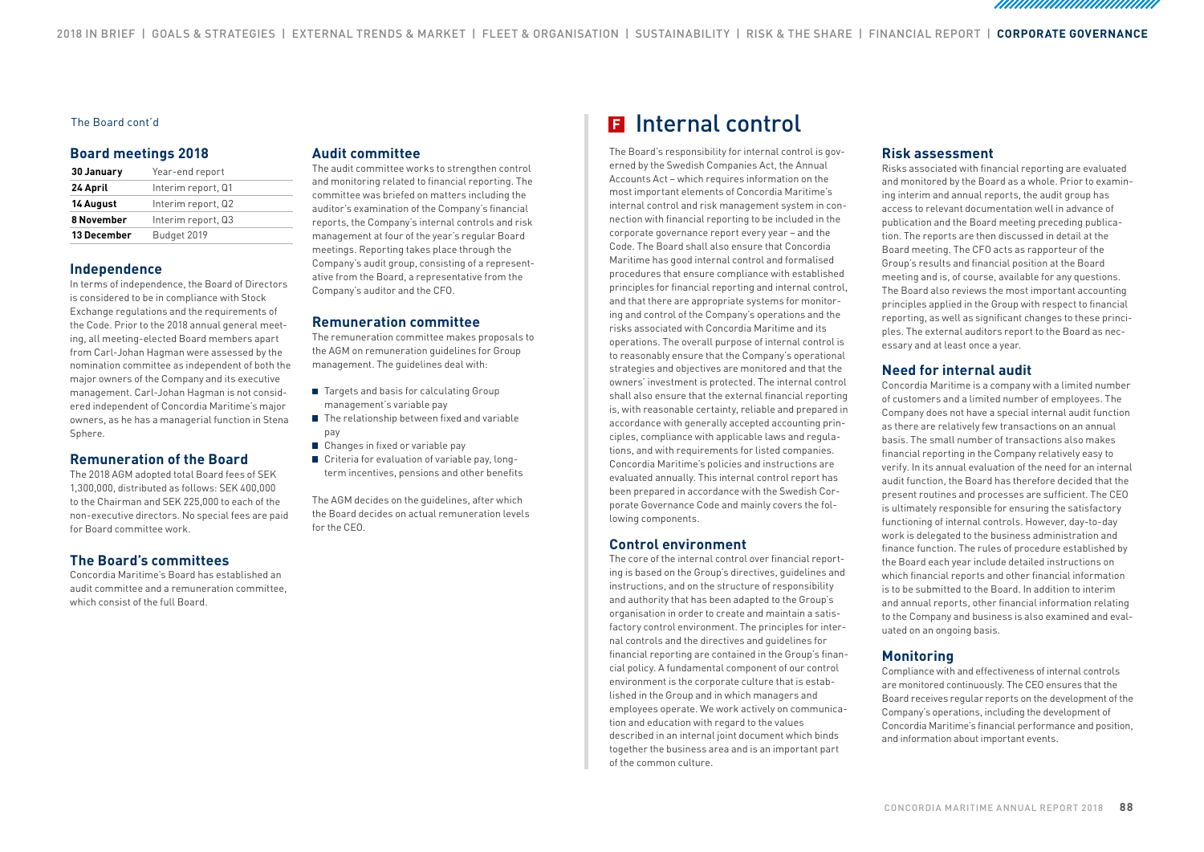The Board cont'd

### Board meetings 2018

| | |
|---|---|
| **30 January** | Year-end report |
| **24 April** | Interim report, Q1 |
| **14 August** | Interim report, Q2 |
| **8 November** | Interim report, Q3 |
| **13 December** | Budget 2019 |

### Independence

In terms of independence, the Board of Directors is considered to be in compliance with Stock Exchange regulations and the requirements of the Code. Prior to the 2018 annual general meeting, all meeting-elected Board members apart from Carl-Johan Hagman were assessed by the nomination committee as independent of both the major owners of the Company and its executive management. Carl-Johan Hagman is not considered independent of Concordia Maritime's major owners, as he has a managerial function in Stena Sphere.

### Remuneration of the Board

The 2018 AGM adopted total Board fees of SEK 1,300,000, distributed as follows: SEK 400,000 to the Chairman and SEK 225,000 to each of the non-executive directors. No special fees are paid for Board committee work.

### The Board's committees

Concordia Maritime's Board has established an audit committee and a remuneration committee, which consist of the full Board.

### Audit committee

The audit committee works to strengthen control and monitoring related to financial reporting. The committee was briefed on matters including the auditor's examination of the Company's financial reports, the Company's internal controls and risk management at four of the year's regular Board meetings. Reporting takes place through the Company's audit group, consisting of a representative from the Board, a representative from the Company's auditor and the CFO.

### Remuneration committee

The remuneration committee makes proposals to the AGM on remuneration guidelines for Group management. The guidelines deal with:

- Targets and basis for calculating Group management's variable pay
- The relationship between fixed and variable pay
- Changes in fixed or variable pay
- Criteria for evaluation of variable pay, long-term incentives, pensions and other benefits

The AGM decides on the guidelines, after which the Board decides on actual remuneration levels for the CEO.

# F Internal control

The Board's responsibility for internal control is governed by the Swedish Companies Act, the Annual Accounts Act – which requires information on the most important elements of Concordia Maritime's internal control and risk management system in connection with financial reporting to be included in the corporate governance report every year – and the Code. The Board shall also ensure that Concordia Maritime has good internal control and formalised procedures that ensure compliance with established principles for financial reporting and internal control, and that there are appropriate systems for monitoring and control of the Company's operations and the risks associated with Concordia Maritime and its operations. The overall purpose of internal control is to reasonably ensure that the Company's operational strategies and objectives are monitored and that the owners' investment is protected. The internal control shall also ensure that the external financial reporting is, with reasonable certainty, reliable and prepared in accordance with generally accepted accounting principles, compliance with applicable laws and regulations, and with requirements for listed companies. Concordia Maritime's policies and instructions are evaluated annually. This internal control report has been prepared in accordance with the Swedish Corporate Governance Code and mainly covers the following components.

### Control environment

The core of the internal control over financial reporting is based on the Group's directives, guidelines and instructions, and on the structure of responsibility and authority that has been adapted to the Group's organisation in order to create and maintain a satisfactory control environment. The principles for internal controls and the directives and guidelines for financial reporting are contained in the Group's financial policy. A fundamental component of our control environment is the corporate culture that is established in the Group and in which managers and employees operate. We work actively on communication and education with regard to the values described in an internal joint document which binds together the business area and is an important part of the common culture.

### Risk assessment

Risks associated with financial reporting are evaluated and monitored by the Board as a whole. Prior to examining interim and annual reports, the audit group has access to relevant documentation well in advance of publication and the Board meeting preceding publication. The reports are then discussed in detail at the Board meeting. The CFO acts as rapporteur of the Group's results and financial position at the Board meeting and is, of course, available for any questions. The Board also reviews the most important accounting principles applied in the Group with respect to financial reporting, as well as significant changes to these principles. The external auditors report to the Board as necessary and at least once a year.

### Need for internal audit

Concordia Maritime is a company with a limited number of customers and a limited number of employees. The Company does not have a special internal audit function as there are relatively few transactions on an annual basis. The small number of transactions also makes financial reporting in the Company relatively easy to verify. In its annual evaluation of the need for an internal audit function, the Board has therefore decided that the present routines and processes are sufficient. The CEO is ultimately responsible for ensuring the satisfactory functioning of internal controls. However, day-to-day work is delegated to the business administration and finance function. The rules of procedure established by the Board each year include detailed instructions on which financial reports and other financial information is to be submitted to the Board. In addition to interim and annual reports, other financial information relating to the Company and business is also examined and evaluated on an ongoing basis.

### Monitoring

Compliance with and effectiveness of internal controls are monitored continuously. The CEO ensures that the Board receives regular reports on the development of the Company's operations, including the development of Concordia Maritime's financial performance and position, and information about important events.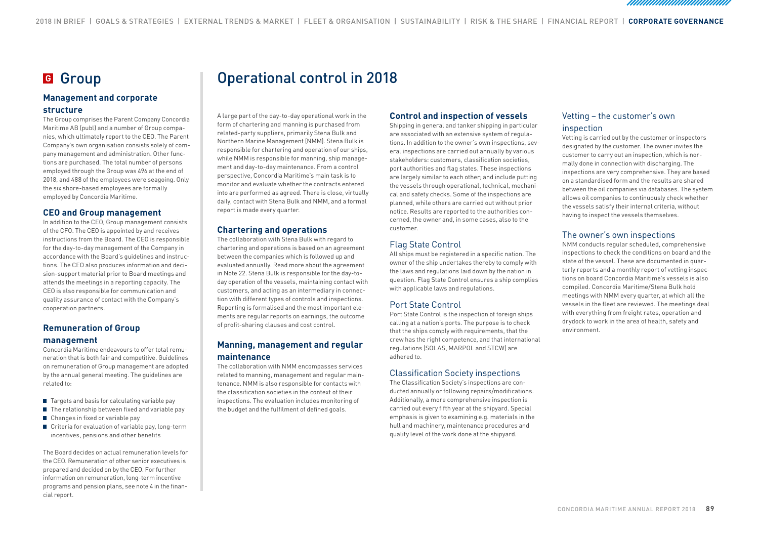# Group

## Management and corporate structure

The Group comprises the Parent Company Concordia Maritime AB (publ) and a number of Group companies, which ultimately report to the CEO. The Parent Company's own organisation consists solely of company management and administration. Other functions are purchased. The total number of persons employed through the Group was 496 at the end of 2018, and 488 of the employees were seagoing. Only the six shore-based employees are formally employed by Concordia Maritime.

## CEO and Group management

In addition to the CEO, Group management consists of the CFO. The CEO is appointed by and receives instructions from the Board. The CEO is responsible for the day-to-day management of the Company in accordance with the Board's guidelines and instructions. The CEO also produces information and decision-support material prior to Board meetings and attends the meetings in a reporting capacity. The CEO is also responsible for communication and quality assurance of contact with the Company's cooperation partners.

## Remuneration of Group management

Concordia Maritime endeavours to offer total remuneration that is both fair and competitive. Guidelines on remuneration of Group management are adopted by the annual general meeting. The guidelines are related to:

- Targets and basis for calculating variable pay
- The relationship between fixed and variable pay
- Changes in fixed or variable pay
- Criteria for evaluation of variable pay, long-term incentives, pensions and other benefits

The Board decides on actual remuneration levels for the CEO. Remuneration of other senior executives is prepared and decided on by the CEO. For further information on remuneration, long-term incentive programs and pension plans, see note 4 in the financial report.

# Operational control in 2018

A large part of the day-to-day operational work in the form of chartering and manning is purchased from related-party suppliers, primarily Stena Bulk and Northern Marine Management (NMM). Stena Bulk is responsible for chartering and operation of our ships, while NMM is responsible for manning, ship management and day-to-day maintenance. From a control perspective, Concordia Maritime's main task is to monitor and evaluate whether the contracts entered into are performed as agreed. There is close, virtually daily, contact with Stena Bulk and NMM, and a formal report is made every quarter.

## Chartering and operations

The collaboration with Stena Bulk with regard to chartering and operations is based on an agreement between the companies which is followed up and evaluated annually. Read more about the agreement in Note 22. Stena Bulk is responsible for the day-to-day operation of the vessels, maintaining contact with customers, and acting as an intermediary in connection with different types of controls and inspections. Reporting is formalised and the most important elements are regular reports on earnings, the outcome of profit-sharing clauses and cost control.

## Manning, management and regular maintenance

The collaboration with NMM encompasses services related to manning, management and regular maintenance. NMM is also responsible for contacts with the classification societies in the context of their inspections. The evaluation includes monitoring of the budget and the fulfilment of defined goals.

## Control and inspection of vessels

Shipping in general and tanker shipping in particular are associated with an extensive system of regulations. In addition to the owner's own inspections, several inspections are carried out annually by various stakeholders: customers, classification societies, port authorities and flag states. These inspections are largely similar to each other; and include putting the vessels through operational, technical, mechanical and safety checks. Some of the inspections are planned, while others are carried out without prior notice. Results are reported to the authorities concerned, the owner and, in some cases, also to the customer.

### Flag State Control

All ships must be registered in a specific nation. The owner of the ship undertakes thereby to comply with the laws and regulations laid down by the nation in question. Flag State Control ensures a ship complies with applicable laws and regulations.

### Port State Control

Port State Control is the inspection of foreign ships calling at a nation's ports. The purpose is to check that the ships comply with requirements, that the crew has the right competence, and that international regulations (SOLAS, MARPOL and STCW) are adhered to.

### Classification Society inspections

The Classification Society's inspections are conducted annually or following repairs/modifications. Additionally, a more comprehensive inspection is carried out every fifth year at the shipyard. Special emphasis is given to examining e.g. materials in the hull and machinery, maintenance procedures and quality level of the work done at the shipyard.

### Vetting – the customer's own inspection

Vetting is carried out by the customer or inspectors designated by the customer. The owner invites the customer to carry out an inspection, which is normally done in connection with discharging. The inspections are very comprehensive. They are based on a standardised form and the results are shared between the oil companies via databases. The system allows oil companies to continuously check whether the vessels satisfy their internal criteria, without having to inspect the vessels themselves.

### The owner's own inspections

NMM conducts regular scheduled, comprehensive inspections to check the conditions on board and the state of the vessel. These are documented in quarterly reports and a monthly report of vetting inspections on board Concordia Maritime's vessels is also compiled. Concordia Maritime/Stena Bulk hold meetings with NMM every quarter, at which all the vessels in the fleet are reviewed. The meetings deal with everything from freight rates, operation and drydock to work in the area of health, safety and environment.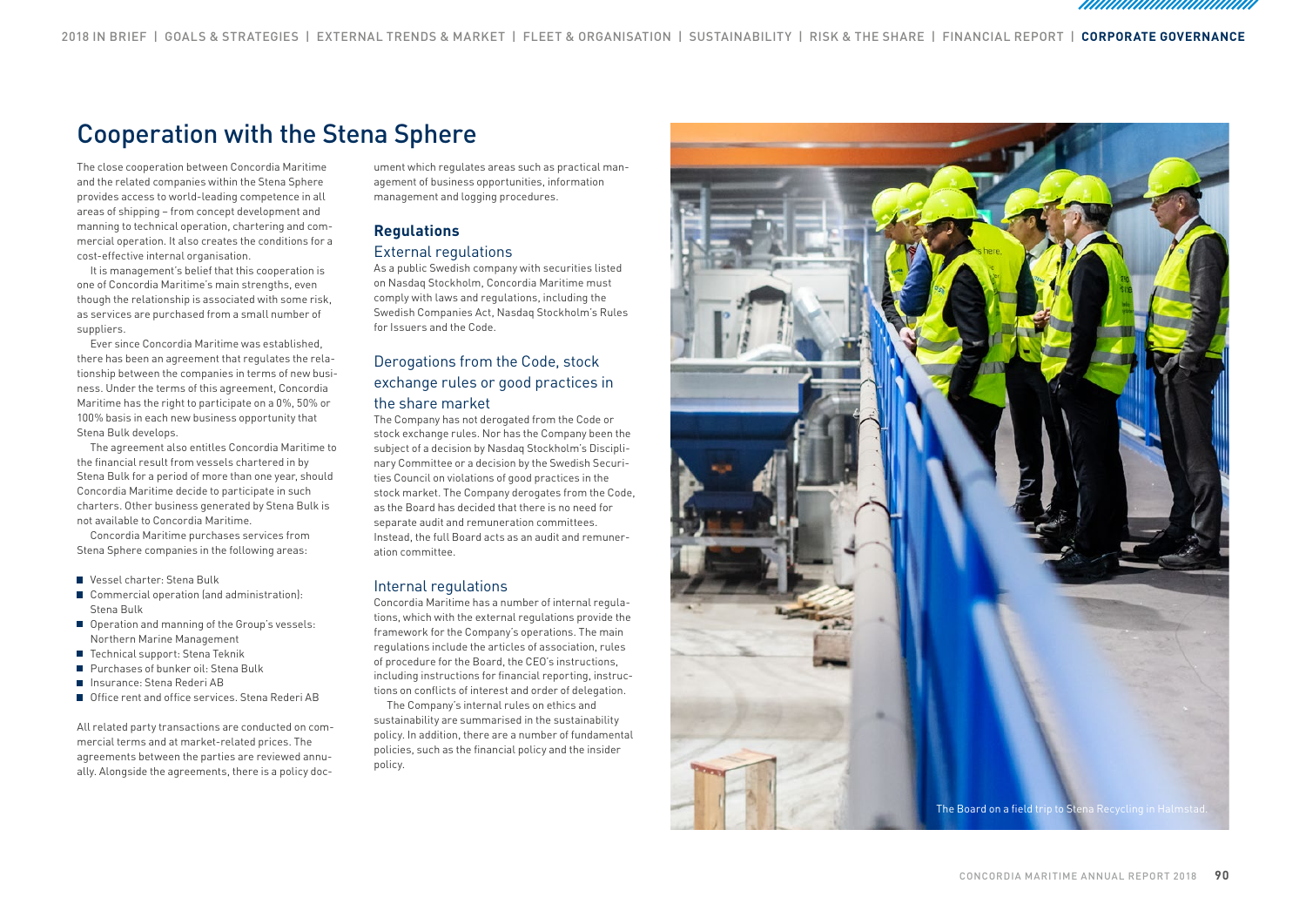# Cooperation with the Stena Sphere

The close cooperation between Concordia Maritime and the related companies within the Stena Sphere provides access to world-leading competence in all areas of shipping – from concept development and manning to technical operation, chartering and commercial operation. It also creates the conditions for a cost-effective internal organisation.

It is management's belief that this cooperation is one of Concordia Maritime's main strengths, even though the relationship is associated with some risk, as services are purchased from a small number of suppliers.

Ever since Concordia Maritime was established, there has been an agreement that regulates the relationship between the companies in terms of new business. Under the terms of this agreement, Concordia Maritime has the right to participate on a 0%, 50% or 100% basis in each new business opportunity that Stena Bulk develops.

The agreement also entitles Concordia Maritime to the financial result from vessels chartered in by Stena Bulk for a period of more than one year, should Concordia Maritime decide to participate in such charters. Other business generated by Stena Bulk is not available to Concordia Maritime.

Concordia Maritime purchases services from Stena Sphere companies in the following areas:

- Vessel charter: Stena Bulk
- Commercial operation (and administration): Stena Bulk
- Operation and manning of the Group's vessels: Northern Marine Management
- Technical support: Stena Teknik
- Purchases of bunker oil: Stena Bulk
- Insurance: Stena Rederi AB
- Office rent and office services. Stena Rederi AB

All related party transactions are conducted on commercial terms and at market-related prices. The agreements between the parties are reviewed annually. Alongside the agreements, there is a policy document which regulates areas such as practical management of business opportunities, information management and logging procedures.

## Regulations

### External regulations

As a public Swedish company with securities listed on Nasdaq Stockholm, Concordia Maritime must comply with laws and regulations, including the Swedish Companies Act, Nasdaq Stockholm's Rules for Issuers and the Code.

### Derogations from the Code, stock exchange rules or good practices in the share market

The Company has not derogated from the Code or stock exchange rules. Nor has the Company been the subject of a decision by Nasdaq Stockholm's Disciplinary Committee or a decision by the Swedish Securities Council on violations of good practices in the stock market. The Company derogates from the Code, as the Board has decided that there is no need for separate audit and remuneration committees. Instead, the full Board acts as an audit and remuneration committee.

### Internal regulations

Concordia Maritime has a number of internal regulations, which with the external regulations provide the framework for the Company's operations. The main regulations include the articles of association, rules of procedure for the Board, the CEO's instructions, including instructions for financial reporting, instructions on conflicts of interest and order of delegation.

The Company's internal rules on ethics and sustainability are summarised in the sustainability policy. In addition, there are a number of fundamental policies, such as the financial policy and the insider policy.

The Board on a field trip to Stena Recycling in Halmstad.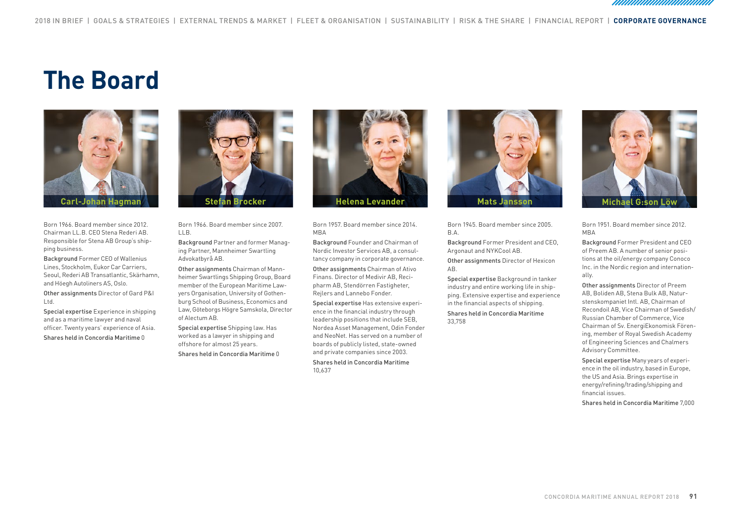# The Board

## Carl-Johan Hagman

Born 1966. Board member since 2012. Chairman LL.B. CEO Stena Rederi AB. Responsible for Stena AB Group's shipping business.

**Background** Former CEO of Wallenius Lines, Stockholm, Eukor Car Carriers, Seoul, Rederi AB Transatlantic, Skärhamn, and Höegh Autoliners AS, Oslo.

**Other assignments** Director of Gard P&I Ltd.

**Special expertise** Experience in shipping and as a maritime lawyer and naval officer. Twenty years' experience of Asia.

**Shares held in Concordia Maritime** 0

## Stefan Brocker

Born 1966. Board member since 2007. LLB.

**Background** Partner and former Managing Partner, Mannheimer Swartling Advokatbyrå AB.

**Other assignments** Chairman of Mannheimer Swartlings Shipping Group, Board member of the European Maritime Lawyers Organisation, University of Gothenburg School of Business, Economics and Law, Göteborgs Högre Samskola, Director of Alectum AB.

**Special expertise** Shipping law. Has worked as a lawyer in shipping and offshore for almost 25 years.

**Shares held in Concordia Maritime** 0

## Helena Levander

Born 1957. Board member since 2014. MBA

**Background** Founder and Chairman of Nordic Investor Services AB, a consultancy company in corporate governance.

**Other assignments** Chairman of Ativo Finans. Director of Medivir AB, Recipharm AB, Stendörren Fastigheter, Rejlers and Lannebo Fonder.

**Special expertise** Has extensive experience in the financial industry through leadership positions that include SEB, Nordea Asset Management, Odin Fonder and NeoNet. Has served on a number of boards of publicly listed, state-owned and private companies since 2003.

**Shares held in Concordia Maritime** 10,637

## Mats Jansson

Born 1945. Board member since 2005. B.A.

**Background** Former President and CEO, Argonaut and NYKCool AB.

**Other assignments** Director of Hexicon AB.

**Special expertise** Background in tanker industry and entire working life in shipping. Extensive expertise and experience in the financial aspects of shipping.

**Shares held in Concordia Maritime** 33,758

## Michael G:son Löw

Born 1951. Board member since 2012. MBA

**Background** Former President and CEO of Preem AB. A number of senior positions at the oil/energy company Conoco Inc. in the Nordic region and internationally.

**Other assignments** Director of Preem AB, Boliden AB, Stena Bulk AB, Naturstenskompaniet Intl. AB, Chairman of Recondoil AB, Vice Chairman of Swedish/Russian Chamber of Commerce, Vice Chairman of Sv. EnergiEkonomisk Förening, member of Royal Swedish Academy of Engineering Sciences and Chalmers Advisory Committee.

**Special expertise** Many years of experience in the oil industry, based in Europe, the US and Asia. Brings expertise in energy/refining/trading/shipping and financial issues.

**Shares held in Concordia Maritime** 7,000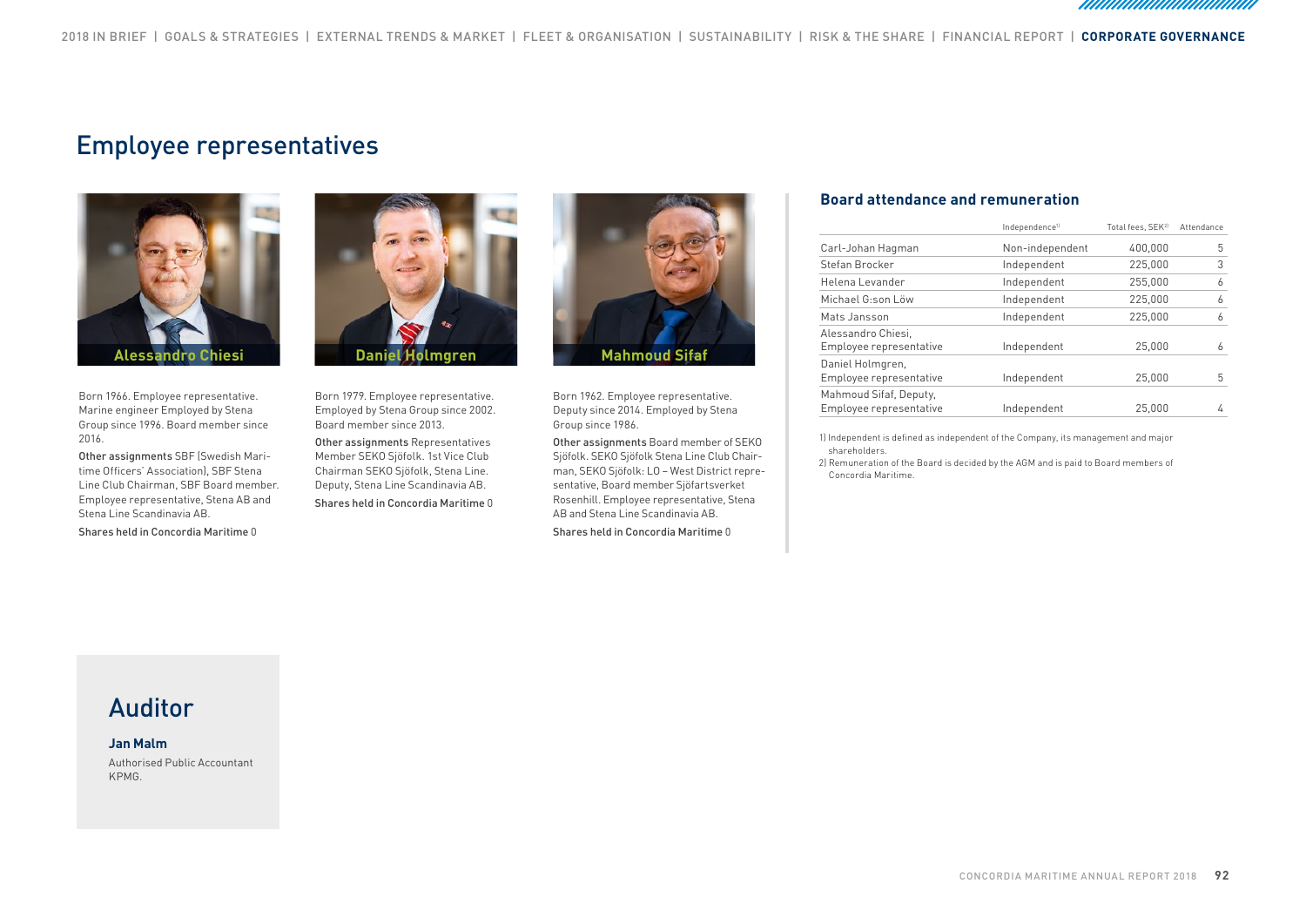## Employee representatives

### Alessandro Chiesi

Born 1966. Employee representative. Marine engineer Employed by Stena Group since 1996. Board member since 2016.

Other assignments SBF (Swedish Maritime Officers' Association), SBF Stena Line Club Chairman, SBF Board member. Employee representative, Stena AB and Stena Line Scandinavia AB.

Shares held in Concordia Maritime 0

### Daniel Holmgren

Born 1979. Employee representative. Employed by Stena Group since 2002. Board member since 2013.

Other assignments Representatives Member SEKO Sjöfolk. 1st Vice Club Chairman SEKO Sjöfolk, Stena Line. Deputy, Stena Line Scandinavia AB.

Shares held in Concordia Maritime 0

### Mahmoud Sifaf

Born 1962. Employee representative. Deputy since 2014. Employed by Stena Group since 1986.

Other assignments Board member of SEKO Sjöfolk. SEKO Sjöfolk Stena Line Club Chairman, SEKO Sjöfolk: LO – West District representative, Board member Sjöfartsverket Rosenhill. Employee representative, Stena AB and Stena Line Scandinavia AB.

Shares held in Concordia Maritime 0

### Board attendance and remuneration

| | Independence[1] | Total fees, SEK[2] | Attendance |
|---|---|---|---|
| Carl-Johan Hagman | Non-independent | 400,000 | 5 |
| Stefan Brocker | Independent | 225,000 | 3 |
| Helena Levander | Independent | 255,000 | 6 |
| Michael G:son Löw | Independent | 225,000 | 6 |
| Mats Jansson | Independent | 225,000 | 6 |
| Alessandro Chiesi, Employee representative | Independent | 25,000 | 6 |
| Daniel Holmgren, Employee representative | Independent | 25,000 | 5 |
| Mahmoud Sifaf, Deputy, Employee representative | Independent | 25,000 | 4 |

1) Independent is defined as independent of the Company, its management and major shareholders.

2) Remuneration of the Board is decided by the AGM and is paid to Board members of Concordia Maritime.

## Auditor

**Jan Malm**

Authorised Public Accountant KPMG.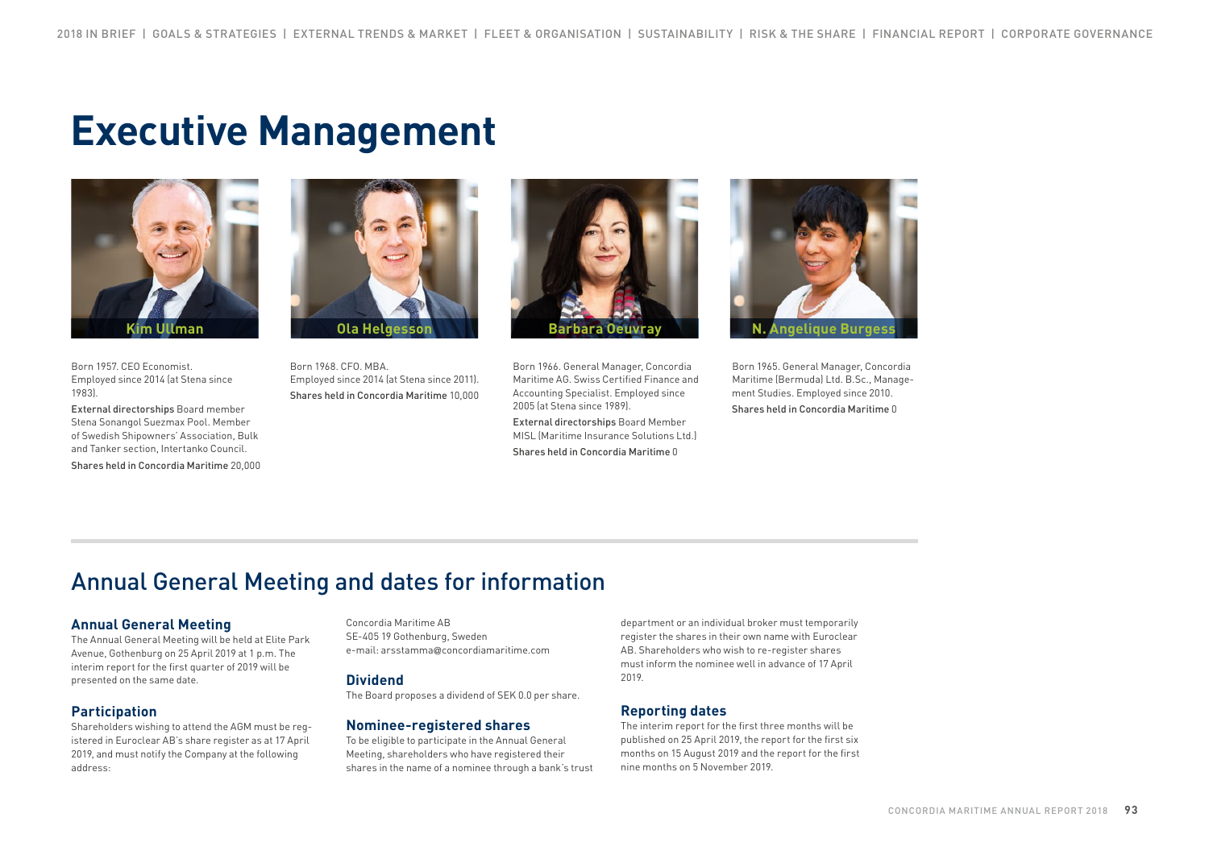# Executive Management

**Kim Ullman**

Born 1957. CEO Economist.
Employed since 2014 (at Stena since 1983).

**External directorships** Board member Stena Sonangol Suezmax Pool. Member of Swedish Shipowners' Association, Bulk and Tanker section, Intertanko Council.

**Shares held in Concordia Maritime** 20,000

**Ola Helgesson**

Born 1968. CFO. MBA.
Employed since 2014 (at Stena since 2011).

**Shares held in Concordia Maritime** 10,000

**Barbara Oeuvray**

Born 1966. General Manager, Concordia Maritime AG. Swiss Certified Finance and Accounting Specialist. Employed since 2005 (at Stena since 1989).

**External directorships** Board Member MISL (Maritime Insurance Solutions Ltd.)

**Shares held in Concordia Maritime** 0

**N. Angelique Burgess**

Born 1965. General Manager, Concordia Maritime (Bermuda) Ltd. B.Sc., Management Studies. Employed since 2010.

**Shares held in Concordia Maritime** 0

## Annual General Meeting and dates for information

### Annual General Meeting

The Annual General Meeting will be held at Elite Park Avenue, Gothenburg on 25 April 2019 at 1 p.m. The interim report for the first quarter of 2019 will be presented on the same date.

### Participation

Shareholders wishing to attend the AGM must be registered in Euroclear AB's share register as at 17 April 2019, and must notify the Company at the following address:

Concordia Maritime AB
SE-405 19 Gothenburg, Sweden
e-mail: arsstamma@concordiamaritime.com

### Dividend

The Board proposes a dividend of SEK 0.0 per share.

### Nominee-registered shares

To be eligible to participate in the Annual General Meeting, shareholders who have registered their shares in the name of a nominee through a bank's trust department or an individual broker must temporarily register the shares in their own name with Euroclear AB. Shareholders who wish to re-register shares must inform the nominee well in advance of 17 April 2019.

### Reporting dates

The interim report for the first three months will be published on 25 April 2019, the report for the first six months on 15 August 2019 and the report for the first nine months on 5 November 2019.